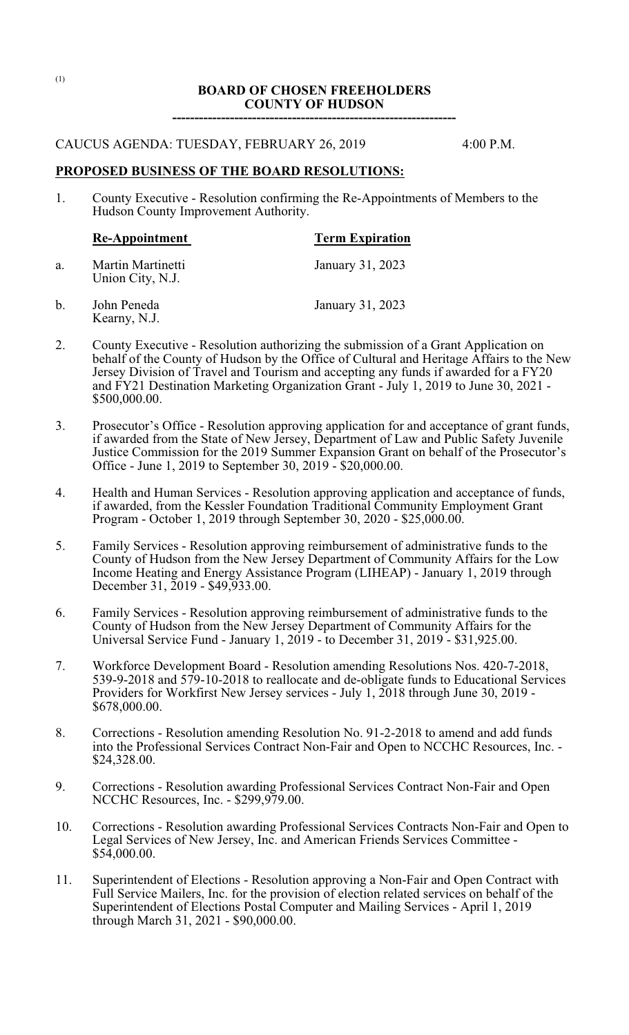# BOARD OF CHOSEN FREEHOLDERS
# COUNTY OF HUDSON

---

CAUCUS AGENDA: TUESDAY, FEBRUARY 26, 2019 4:00 P.M.

**PROPOSED BUSINESS OF THE BOARD RESOLUTIONS:**

1. County Executive - Resolution confirming the Re-Appointments of Members to the Hudson County Improvement Authority.

| | **Re-Appointment** | **Term Expiration** |
|---|---|---|
| a. | Martin Martinetti<br>Union City, N.J. | January 31, 2023 |
| b. | John Peneda<br>Kearny, N.J. | January 31, 2023 |

2. County Executive - Resolution authorizing the submission of a Grant Application on behalf of the County of Hudson by the Office of Cultural and Heritage Affairs to the New Jersey Division of Travel and Tourism and accepting any funds if awarded for a FY20 and FY21 Destination Marketing Organization Grant - July 1, 2019 to June 30, 2021 - $500,000.00.

3. Prosecutor's Office - Resolution approving application for and acceptance of grant funds, if awarded from the State of New Jersey, Department of Law and Public Safety Juvenile Justice Commission for the 2019 Summer Expansion Grant on behalf of the Prosecutor's Office - June 1, 2019 to September 30, 2019 - $20,000.00.

4. Health and Human Services - Resolution approving application and acceptance of funds, if awarded, from the Kessler Foundation Traditional Community Employment Grant Program - October 1, 2019 through September 30, 2020 - $25,000.00.

5. Family Services - Resolution approving reimbursement of administrative funds to the County of Hudson from the New Jersey Department of Community Affairs for the Low Income Heating and Energy Assistance Program (LIHEAP) - January 1, 2019 through December 31, 2019 - $49,933.00.

6. Family Services - Resolution approving reimbursement of administrative funds to the County of Hudson from the New Jersey Department of Community Affairs for the Universal Service Fund - January 1, 2019 - to December 31, 2019 - $31,925.00.

7. Workforce Development Board - Resolution amending Resolutions Nos. 420-7-2018, 539-9-2018 and 579-10-2018 to reallocate and de-obligate funds to Educational Services Providers for Workfirst New Jersey services - July 1, 2018 through June 30, 2019 - $678,000.00.

8. Corrections - Resolution amending Resolution No. 91-2-2018 to amend and add funds into the Professional Services Contract Non-Fair and Open to NCCHC Resources, Inc. - $24,328.00.

9. Corrections - Resolution awarding Professional Services Contract Non-Fair and Open NCCHC Resources, Inc. - $299,979.00.

10. Corrections - Resolution awarding Professional Services Contracts Non-Fair and Open to Legal Services of New Jersey, Inc. and American Friends Services Committee - $54,000.00.

11. Superintendent of Elections - Resolution approving a Non-Fair and Open Contract with Full Service Mailers, Inc. for the provision of election related services on behalf of the Superintendent of Elections Postal Computer and Mailing Services - April 1, 2019 through March 31, 2021 - $90,000.00.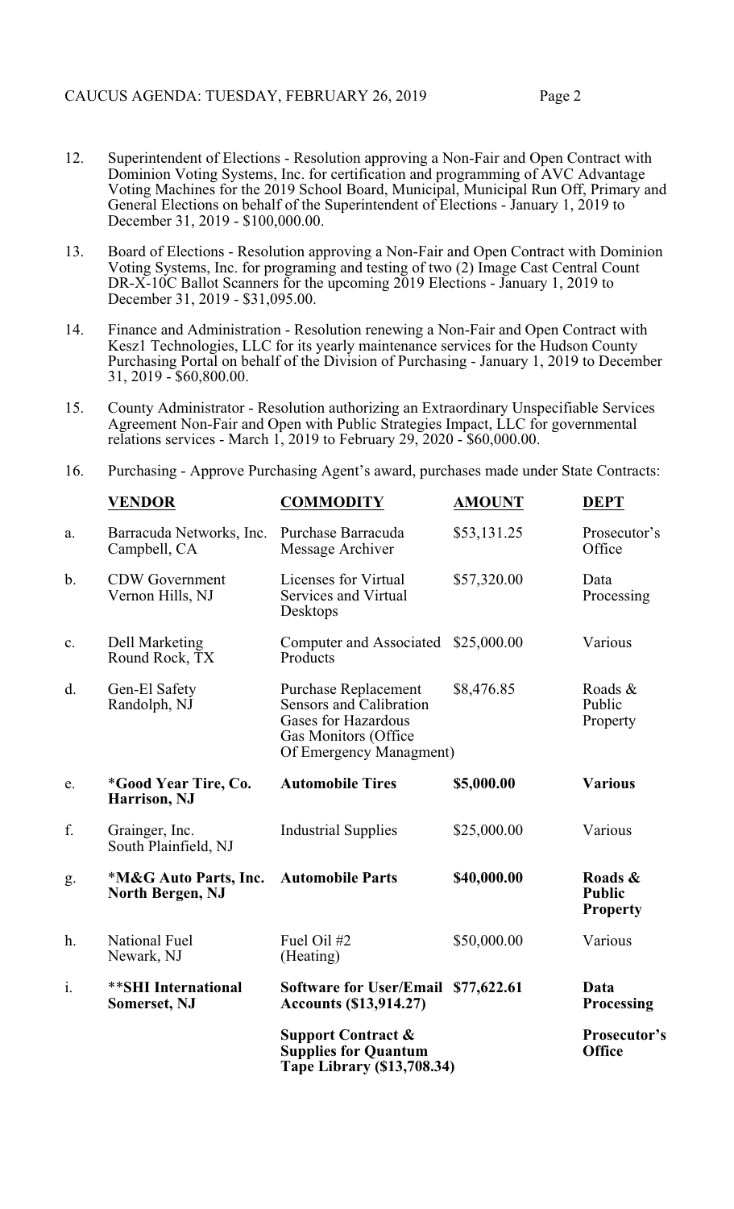12. Superintendent of Elections - Resolution approving a Non-Fair and Open Contract with Dominion Voting Systems, Inc. for certification and programming of AVC Advantage Voting Machines for the 2019 School Board, Municipal, Municipal Run Off, Primary and General Elections on behalf of the Superintendent of Elections - January 1, 2019 to December 31, 2019 - $100,000.00.

13. Board of Elections - Resolution approving a Non-Fair and Open Contract with Dominion Voting Systems, Inc. for programing and testing of two (2) Image Cast Central Count DR-X-10C Ballot Scanners for the upcoming 2019 Elections - January 1, 2019 to December 31, 2019 - $31,095.00.

14. Finance and Administration - Resolution renewing a Non-Fair and Open Contract with Kesz1 Technologies, LLC for its yearly maintenance services for the Hudson County Purchasing Portal on behalf of the Division of Purchasing - January 1, 2019 to December 31, 2019 - $60,800.00.

15. County Administrator - Resolution authorizing an Extraordinary Unspecifiable Services Agreement Non-Fair and Open with Public Strategies Impact, LLC for governmental relations services - March 1, 2019 to February 29, 2020 - $60,000.00.

16. Purchasing - Approve Purchasing Agent's award, purchases made under State Contracts:

| | VENDOR | COMMODITY | AMOUNT | DEPT |
|---|---|---|---|---|
| a. | Barracuda Networks, Inc. Campbell, CA | Purchase Barracuda Message Archiver | $53,131.25 | Prosecutor's Office |
| b. | CDW Government Vernon Hills, NJ | Licenses for Virtual Services and Virtual Desktops | $57,320.00 | Data Processing |
| c. | Dell Marketing Round Rock, TX | Computer and Associated Products | $25,000.00 | Various |
| d. | Gen-El Safety Randolph, NJ | Purchase Replacement Sensors and Calibration Gases for Hazardous Gas Monitors (Office Of Emergency Managment) | $8,476.85 | Roads & Public Property |
| e. | **\*Good Year Tire, Co. Harrison, NJ** | **Automobile Tires** | **$5,000.00** | **Various** |
| f. | Grainger, Inc. South Plainfield, NJ | Industrial Supplies | $25,000.00 | Various |
| g. | **\*M&G Auto Parts, Inc. North Bergen, NJ** | **Automobile Parts** | **$40,000.00** | **Roads & Public Property** |
| h. | National Fuel Newark, NJ | Fuel Oil #2 (Heating) | $50,000.00 | Various |
| i. | **\*\*SHI International Somerset, NJ** | **Software for User/Email Accounts ($13,914.27)** | **$77,622.61** | **Data Processing** |
| | | **Support Contract & Supplies for Quantum Tape Library ($13,708.34)** | | **Prosecutor's Office** |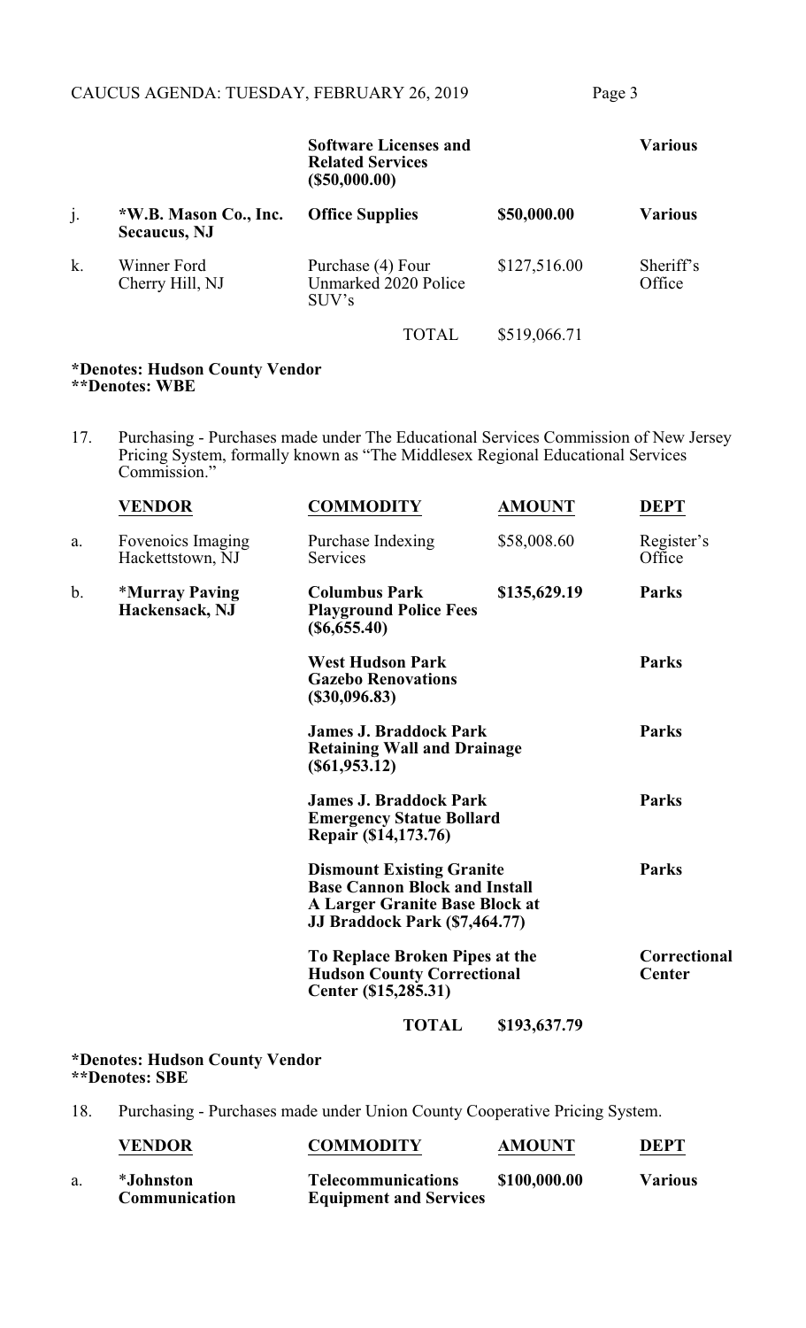| | | | | |
|---|---|---|---|---|
| | | **Software Licenses and Related Services ($50,000.00)** | | **Various** |
| j. | ***W.B. Mason Co., Inc. Secaucus, NJ** | **Office Supplies** | **$50,000.00** | **Various** |
| k. | Winner Ford Cherry Hill, NJ | Purchase (4) Four Unmarked 2020 Police SUV's | $127,516.00 | Sheriff's Office |
| | | TOTAL | $519,066.71 | |

**\*Denotes: Hudson County Vendor**
**\*\*Denotes: WBE**

17. Purchasing - Purchases made under The Educational Services Commission of New Jersey Pricing System, formally known as "The Middlesex Regional Educational Services Commission."

| | **VENDOR** | **COMMODITY** | **AMOUNT** | **DEPT** |
|---|---|---|---|---|
| a. | Fovenoics Imaging Hackettstown, NJ | Purchase Indexing Services | $58,008.60 | Register's Office |
| b. | ***Murray Paving Hackensack, NJ** | **Columbus Park Playground Police Fees ($6,655.40)** | **$135,629.19** | **Parks** |
| | | **West Hudson Park Gazebo Renovations ($30,096.83)** | | **Parks** |
| | | **James J. Braddock Park Retaining Wall and Drainage ($61,953.12)** | | **Parks** |
| | | **James J. Braddock Park Emergency Statue Bollard Repair ($14,173.76)** | | **Parks** |
| | | **Dismount Existing Granite Base Cannon Block and Install A Larger Granite Base Block at JJ Braddock Park ($7,464.77)** | | **Parks** |
| | | **To Replace Broken Pipes at the Hudson County Correctional Center ($15,285.31)** | | **Correctional Center** |
| | | **TOTAL** | **$193,637.79** | |

**\*Denotes: Hudson County Vendor**
**\*\*Denotes: SBE**

18. Purchasing - Purchases made under Union County Cooperative Pricing System.

| | **VENDOR** | **COMMODITY** | **AMOUNT** | **DEPT** |
|---|---|---|---|---|
| a. | ***Johnston Communication** | **Telecommunications Equipment and Services** | **$100,000.00** | **Various** |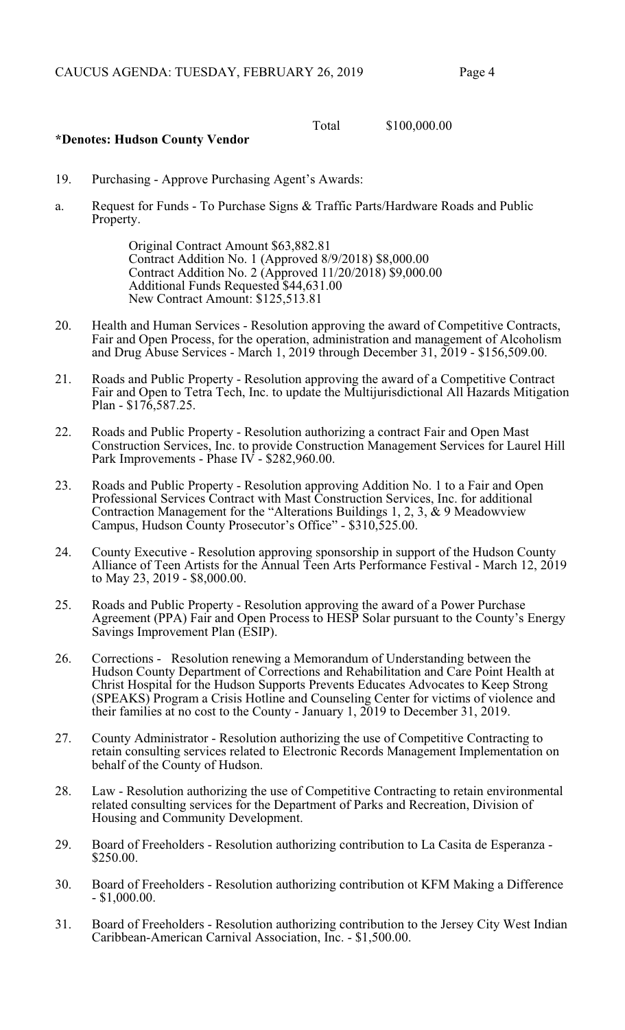Total $100,000.00

**\*Denotes: Hudson County Vendor**

19. Purchasing - Approve Purchasing Agent's Awards:

a. Request for Funds - To Purchase Signs & Traffic Parts/Hardware Roads and Public Property.

   Original Contract Amount $63,882.81
   Contract Addition No. 1 (Approved 8/9/2018) $8,000.00
   Contract Addition No. 2 (Approved 11/20/2018) $9,000.00
   Additional Funds Requested $44,631.00
   New Contract Amount: $125,513.81

20. Health and Human Services - Resolution approving the award of Competitive Contracts, Fair and Open Process, for the operation, administration and management of Alcoholism and Drug Abuse Services - March 1, 2019 through December 31, 2019 - $156,509.00.

21. Roads and Public Property - Resolution approving the award of a Competitive Contract Fair and Open to Tetra Tech, Inc. to update the Multijurisdictional All Hazards Mitigation Plan - $176,587.25.

22. Roads and Public Property - Resolution authorizing a contract Fair and Open Mast Construction Services, Inc. to provide Construction Management Services for Laurel Hill Park Improvements - Phase IV - $282,960.00.

23. Roads and Public Property - Resolution approving Addition No. 1 to a Fair and Open Professional Services Contract with Mast Construction Services, Inc. for additional Contraction Management for the "Alterations Buildings 1, 2, 3, & 9 Meadowview Campus, Hudson County Prosecutor's Office" - $310,525.00.

24. County Executive - Resolution approving sponsorship in support of the Hudson County Alliance of Teen Artists for the Annual Teen Arts Performance Festival - March 12, 2019 to May 23, 2019 - $8,000.00.

25. Roads and Public Property - Resolution approving the award of a Power Purchase Agreement (PPA) Fair and Open Process to HESP Solar pursuant to the County's Energy Savings Improvement Plan (ESIP).

26. Corrections - Resolution renewing a Memorandum of Understanding between the Hudson County Department of Corrections and Rehabilitation and Care Point Health at Christ Hospital for the Hudson Supports Prevents Educates Advocates to Keep Strong (SPEAKS) Program a Crisis Hotline and Counseling Center for victims of violence and their families at no cost to the County - January 1, 2019 to December 31, 2019.

27. County Administrator - Resolution authorizing the use of Competitive Contracting to retain consulting services related to Electronic Records Management Implementation on behalf of the County of Hudson.

28. Law - Resolution authorizing the use of Competitive Contracting to retain environmental related consulting services for the Department of Parks and Recreation, Division of Housing and Community Development.

29. Board of Freeholders - Resolution authorizing contribution to La Casita de Esperanza - $250.00.

30. Board of Freeholders - Resolution authorizing contribution ot KFM Making a Difference - $1,000.00.

31. Board of Freeholders - Resolution authorizing contribution to the Jersey City West Indian Caribbean-American Carnival Association, Inc. - $1,500.00.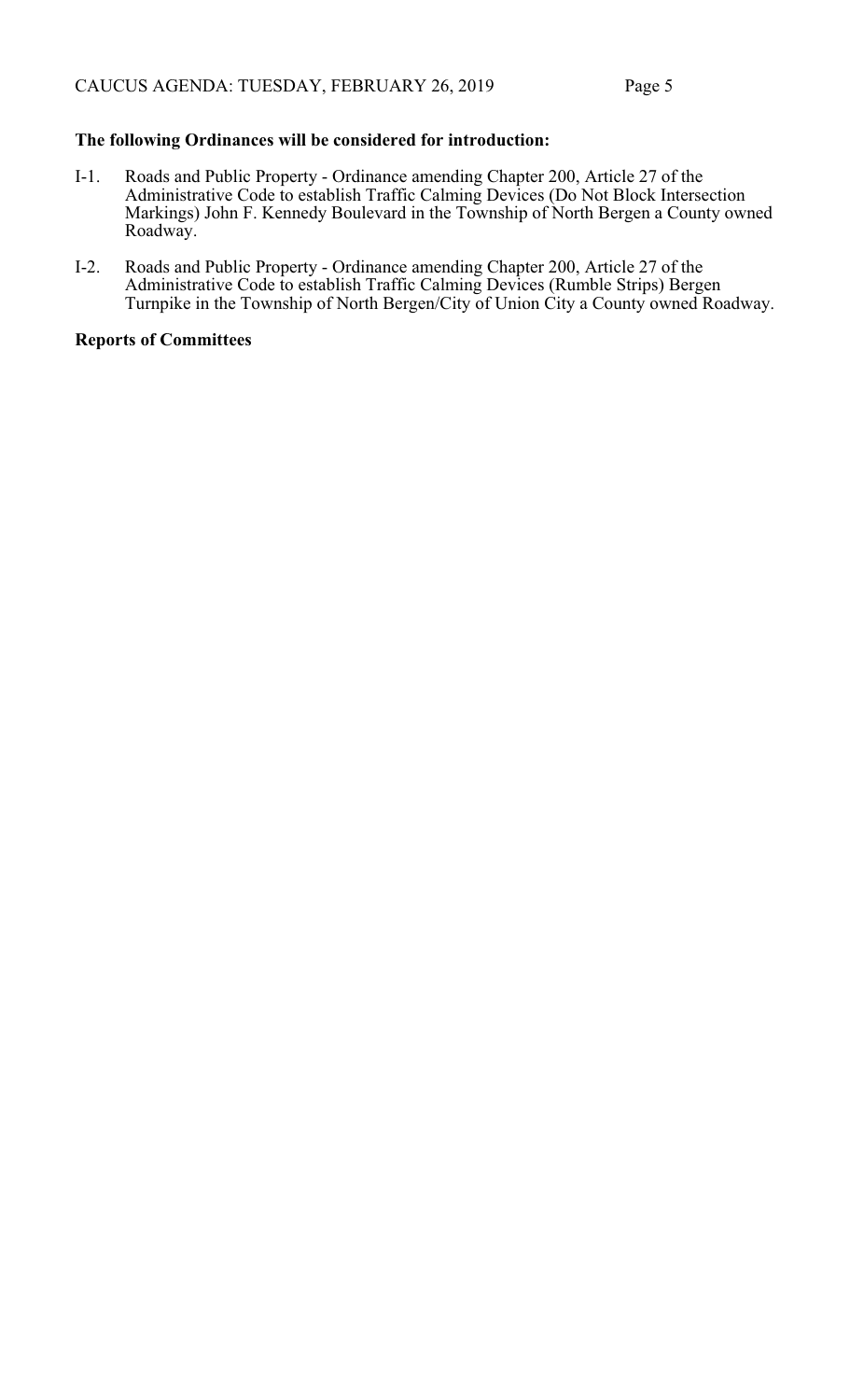**The following Ordinances will be considered for introduction:**

I-1. Roads and Public Property - Ordinance amending Chapter 200, Article 27 of the Administrative Code to establish Traffic Calming Devices (Do Not Block Intersection Markings) John F. Kennedy Boulevard in the Township of North Bergen a County owned Roadway.

I-2. Roads and Public Property - Ordinance amending Chapter 200, Article 27 of the Administrative Code to establish Traffic Calming Devices (Rumble Strips) Bergen Turnpike in the Township of North Bergen/City of Union City a County owned Roadway.

**Reports of Committees**